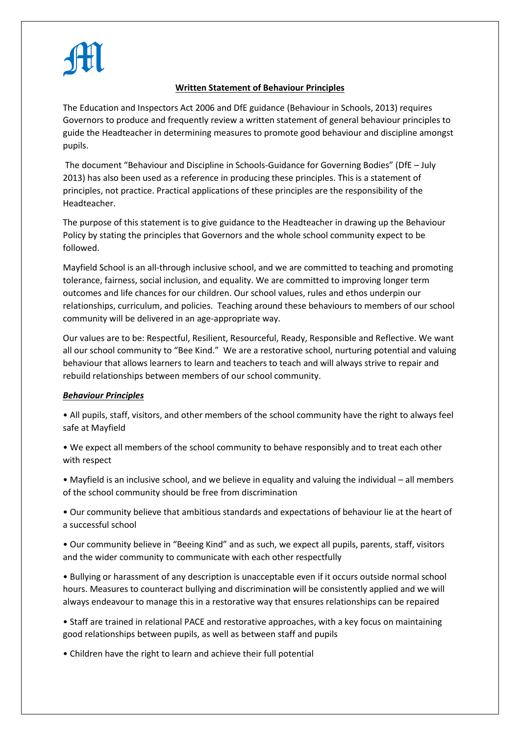## Written Statement of Behaviour Principles

The Education and Inspectors Act 2006 and DfE guidance (Behaviour in Schools, 2013) requires Governors to produce and frequently review a written statement of general behaviour principles to guide the Headteacher in determining measures to promote good behaviour and discipline amongst pupils.

The document "Behaviour and Discipline in Schools-Guidance for Governing Bodies" (DfE – July 2013) has also been used as a reference in producing these principles. This is a statement of principles, not practice. Practical applications of these principles are the responsibility of the Headteacher.

The purpose of this statement is to give guidance to the Headteacher in drawing up the Behaviour Policy by stating the principles that Governors and the whole school community expect to be followed.

Mayfield School is an all-through inclusive school, and we are committed to teaching and promoting tolerance, fairness, social inclusion, and equality. We are committed to improving longer term outcomes and life chances for our children. Our school values, rules and ethos underpin our relationships, curriculum, and policies. Teaching around these behaviours to members of our school community will be delivered in an age-appropriate way.

Our values are to be: Respectful, Resilient, Resourceful, Ready, Responsible and Reflective. We want all our school community to "Bee Kind." We are a restorative school, nurturing potential and valuing behaviour that allows learners to learn and teachers to teach and will always strive to repair and rebuild relationships between members of our school community.

***Behaviour Principles***

- All pupils, staff, visitors, and other members of the school community have the right to always feel safe at Mayfield
- We expect all members of the school community to behave responsibly and to treat each other with respect
- Mayfield is an inclusive school, and we believe in equality and valuing the individual – all members of the school community should be free from discrimination
- Our community believe that ambitious standards and expectations of behaviour lie at the heart of a successful school
- Our community believe in "Beeing Kind" and as such, we expect all pupils, parents, staff, visitors and the wider community to communicate with each other respectfully
- Bullying or harassment of any description is unacceptable even if it occurs outside normal school hours. Measures to counteract bullying and discrimination will be consistently applied and we will always endeavour to manage this in a restorative way that ensures relationships can be repaired
- Staff are trained in relational PACE and restorative approaches, with a key focus on maintaining good relationships between pupils, as well as between staff and pupils
- Children have the right to learn and achieve their full potential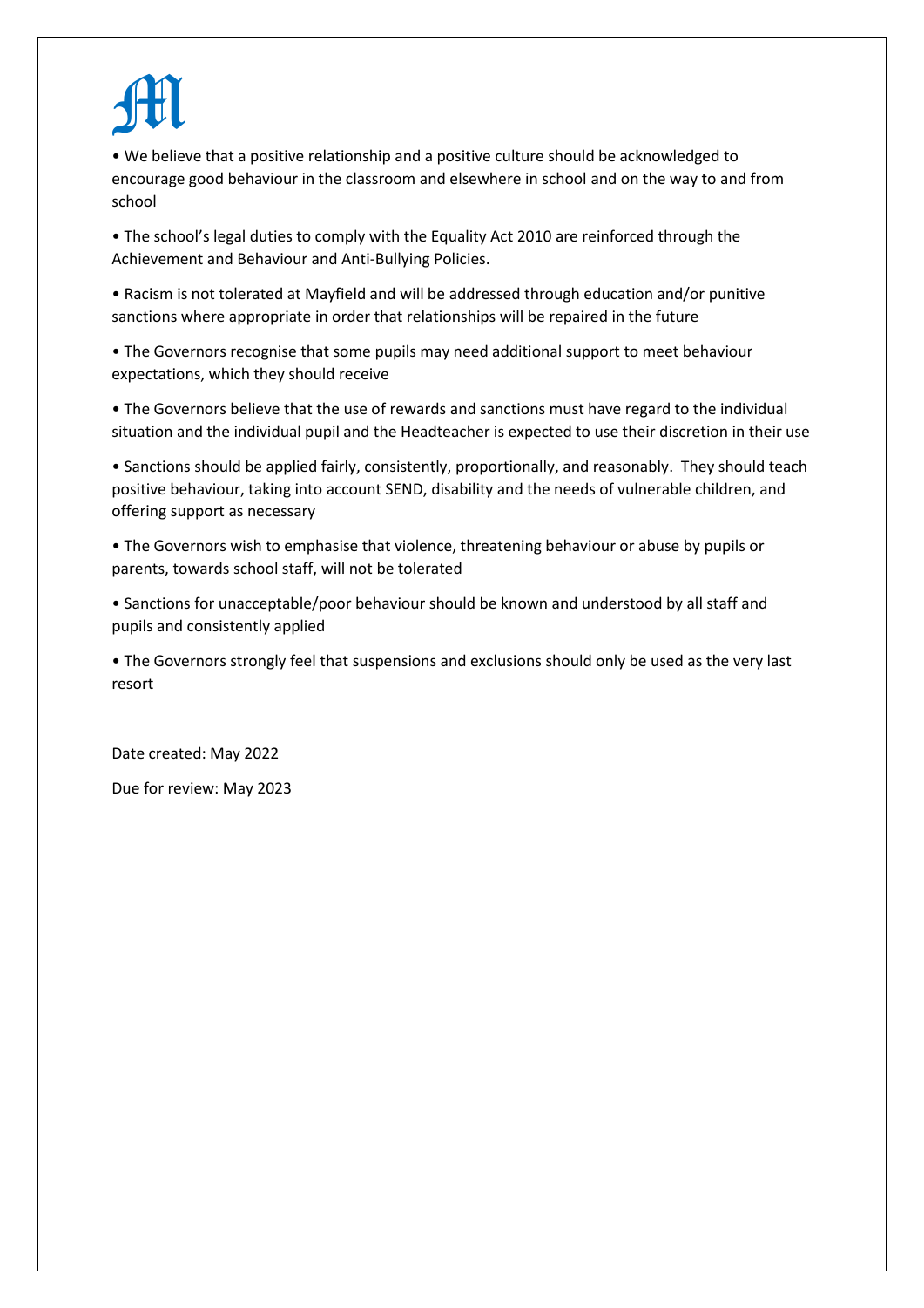- We believe that a positive relationship and a positive culture should be acknowledged to encourage good behaviour in the classroom and elsewhere in school and on the way to and from school
- The school's legal duties to comply with the Equality Act 2010 are reinforced through the Achievement and Behaviour and Anti-Bullying Policies.
- Racism is not tolerated at Mayfield and will be addressed through education and/or punitive sanctions where appropriate in order that relationships will be repaired in the future
- The Governors recognise that some pupils may need additional support to meet behaviour expectations, which they should receive
- The Governors believe that the use of rewards and sanctions must have regard to the individual situation and the individual pupil and the Headteacher is expected to use their discretion in their use
- Sanctions should be applied fairly, consistently, proportionally, and reasonably. They should teach positive behaviour, taking into account SEND, disability and the needs of vulnerable children, and offering support as necessary
- The Governors wish to emphasise that violence, threatening behaviour or abuse by pupils or parents, towards school staff, will not be tolerated
- Sanctions for unacceptable/poor behaviour should be known and understood by all staff and pupils and consistently applied
- The Governors strongly feel that suspensions and exclusions should only be used as the very last resort

Date created: May 2022

Due for review: May 2023